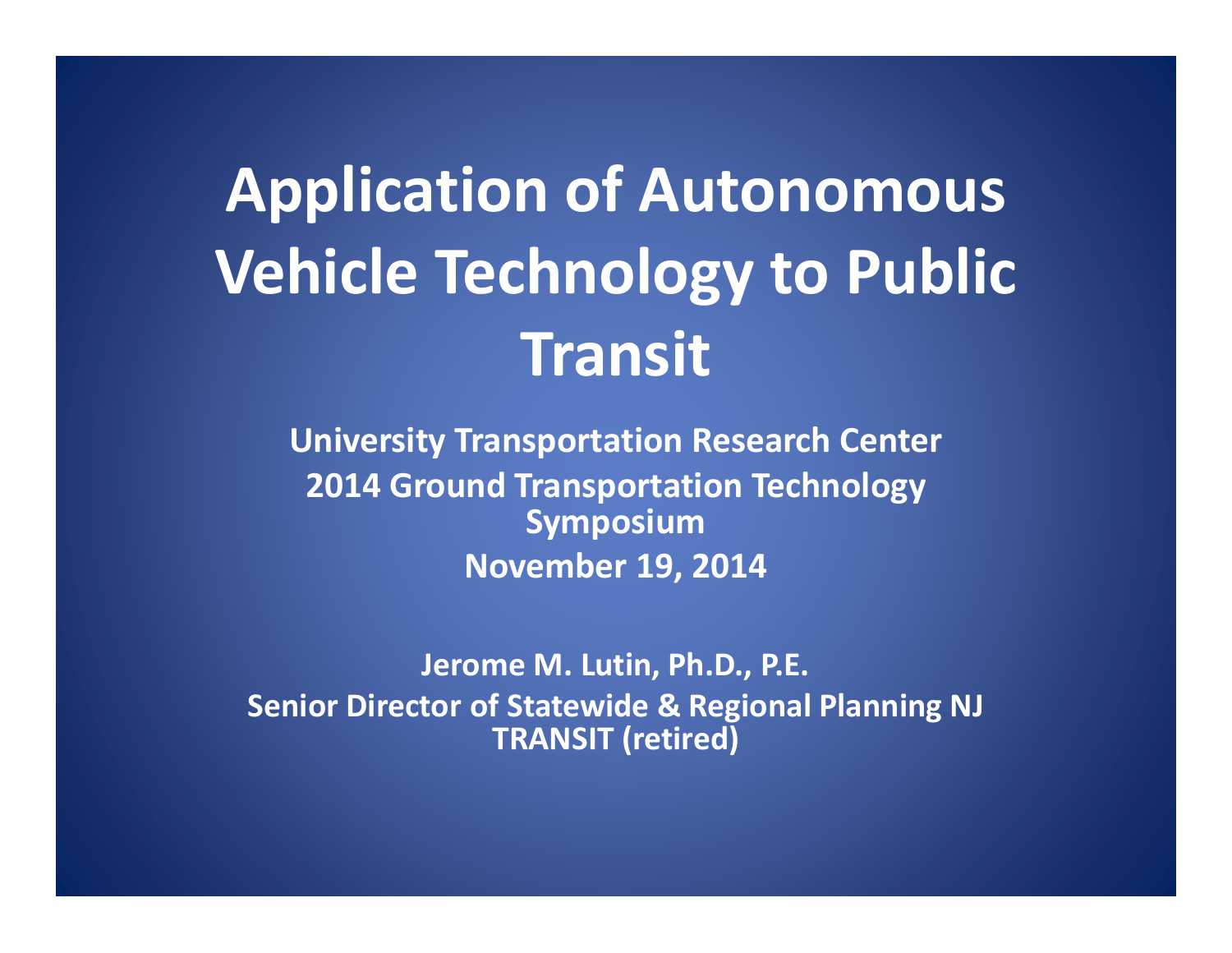# Application of Autonomous Vehicle Technology to Public Transit

**University Transportation Research Center**
**2014 Ground Transportation Technology Symposium**
**November 19, 2014**

**Jerome M. Lutin, Ph.D., P.E.**
**Senior Director of Statewide & Regional Planning NJ TRANSIT (retired)**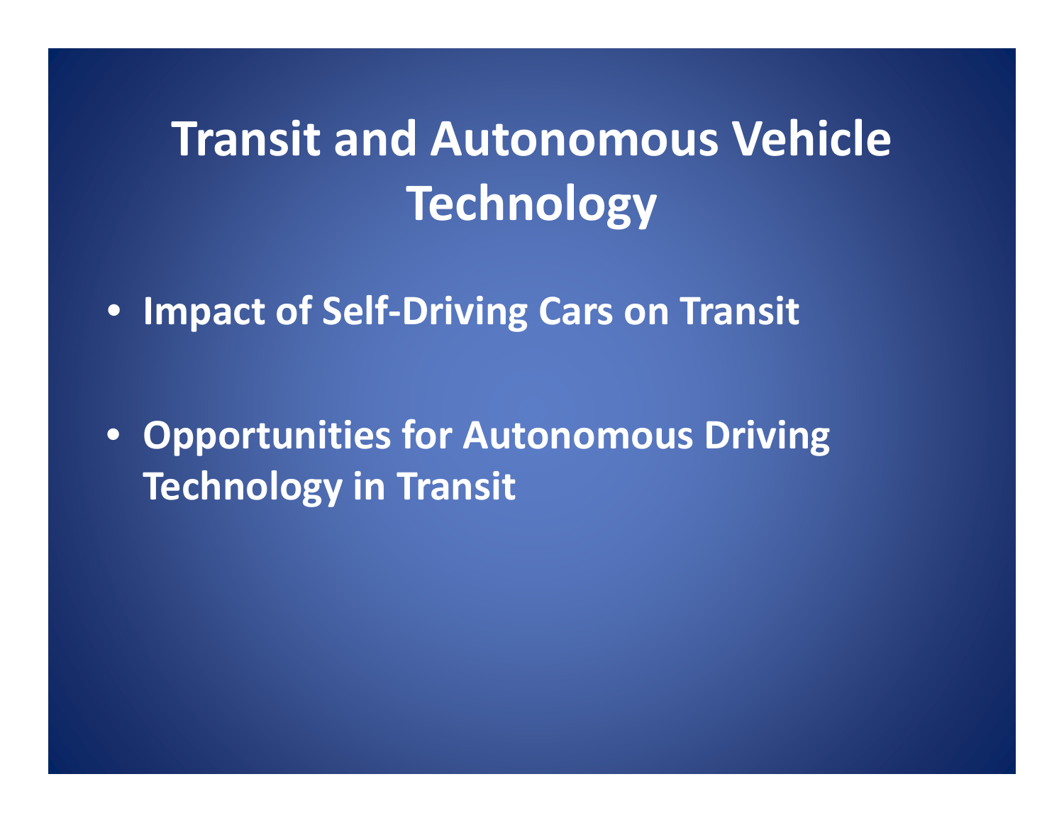# Transit and Autonomous Vehicle Technology

- **Impact of Self-Driving Cars on Transit**

- **Opportunities for Autonomous Driving Technology in Transit**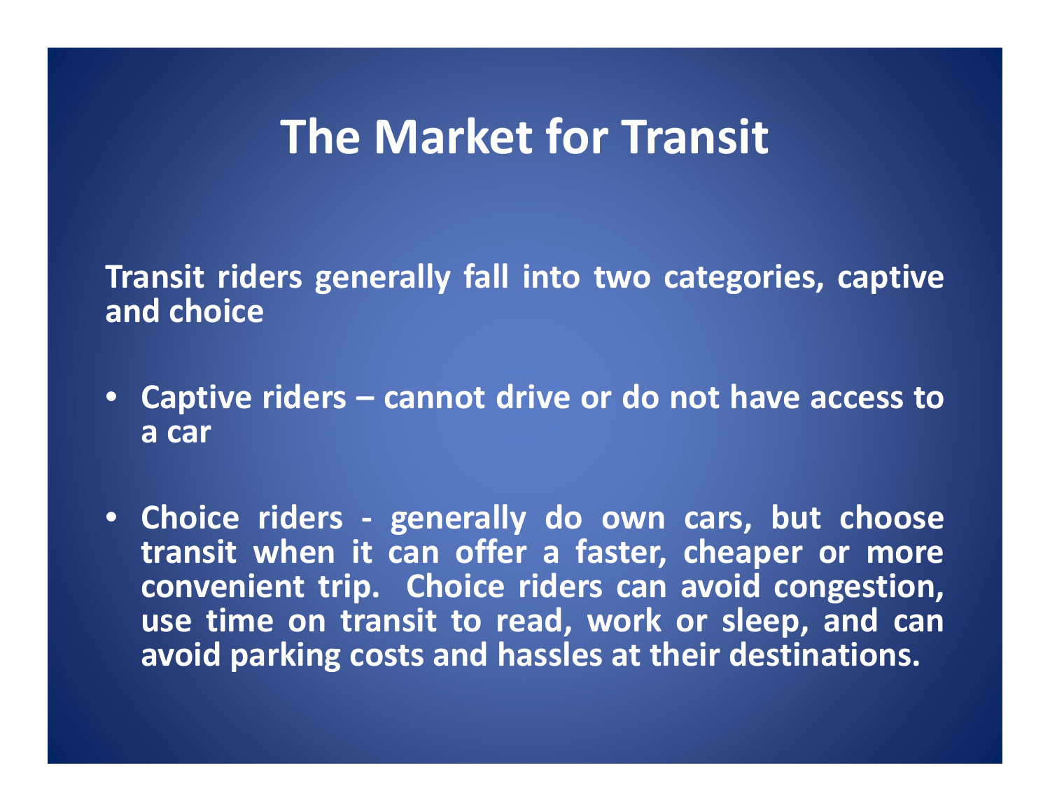# The Market for Transit

**Transit riders generally fall into two categories, captive and choice**

- **Captive riders – cannot drive or do not have access to a car**
- **Choice riders - generally do own cars, but choose transit when it can offer a faster, cheaper or more convenient trip. Choice riders can avoid congestion, use time on transit to read, work or sleep, and can avoid parking costs and hassles at their destinations.**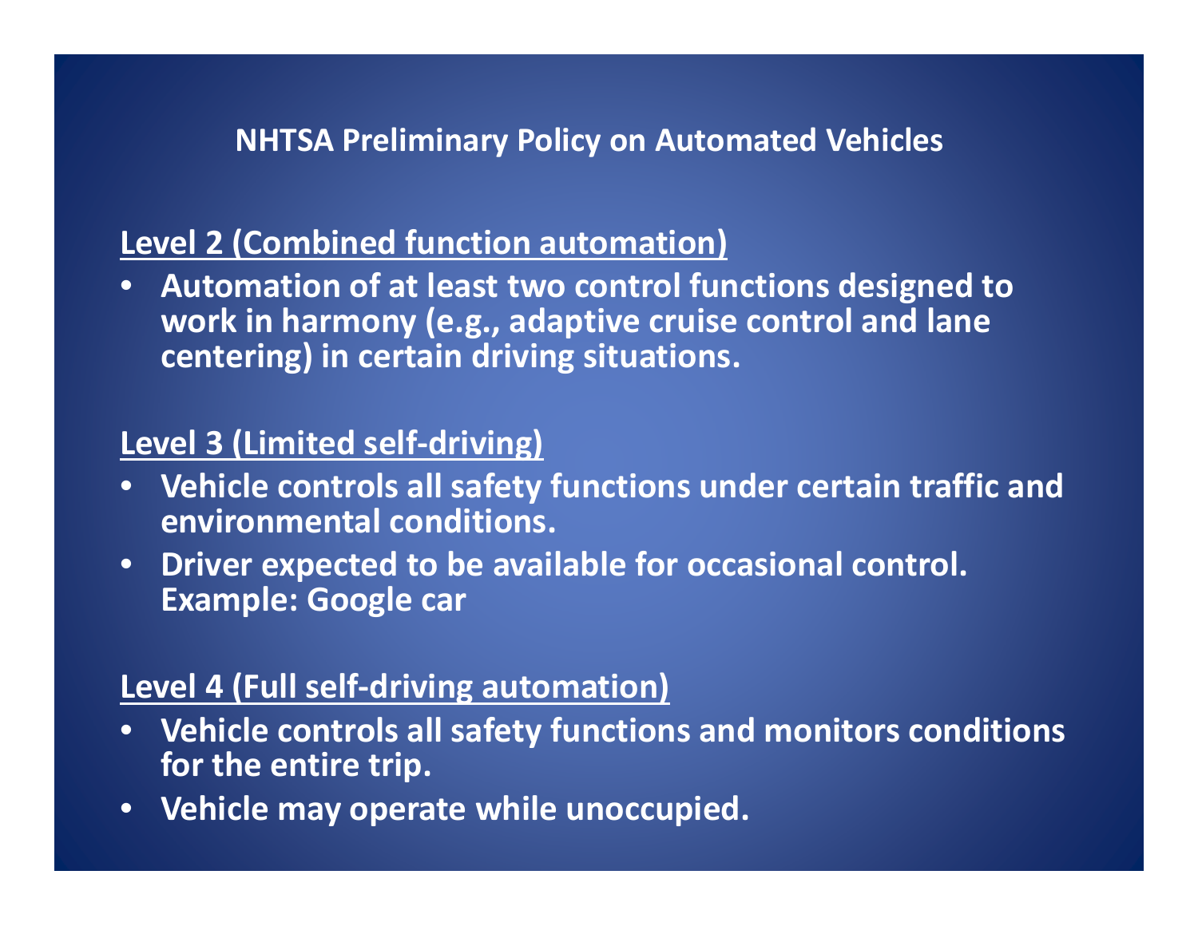## NHTSA Preliminary Policy on Automated Vehicles

### Level 2 (Combined function automation)

- **Automation of at least two control functions designed to work in harmony (e.g., adaptive cruise control and lane centering) in certain driving situations.**

### Level 3 (Limited self-driving)

- **Vehicle controls all safety functions under certain traffic and environmental conditions.**
- **Driver expected to be available for occasional control. Example: Google car**

### Level 4 (Full self-driving automation)

- **Vehicle controls all safety functions and monitors conditions for the entire trip.**
- **Vehicle may operate while unoccupied.**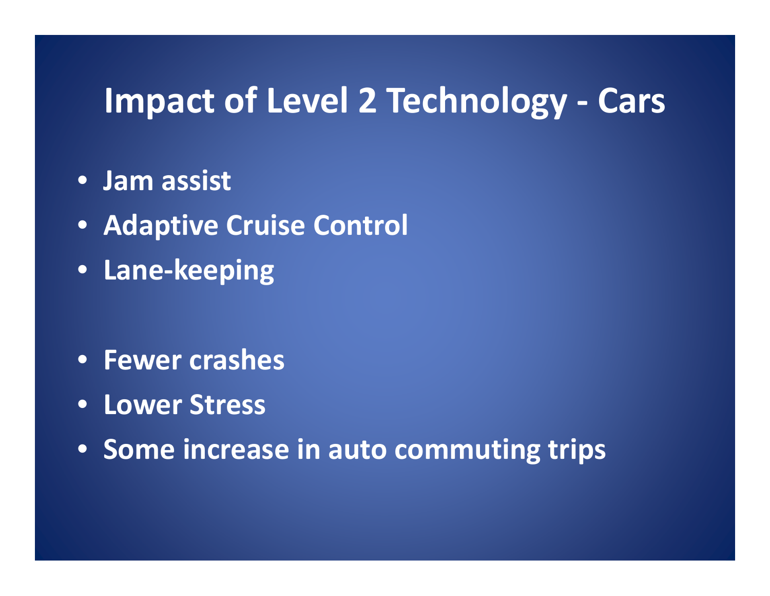# Impact of Level 2 Technology - Cars

- **Jam assist**
- **Adaptive Cruise Control**
- **Lane-keeping**

- **Fewer crashes**
- **Lower Stress**
- **Some increase in auto commuting trips**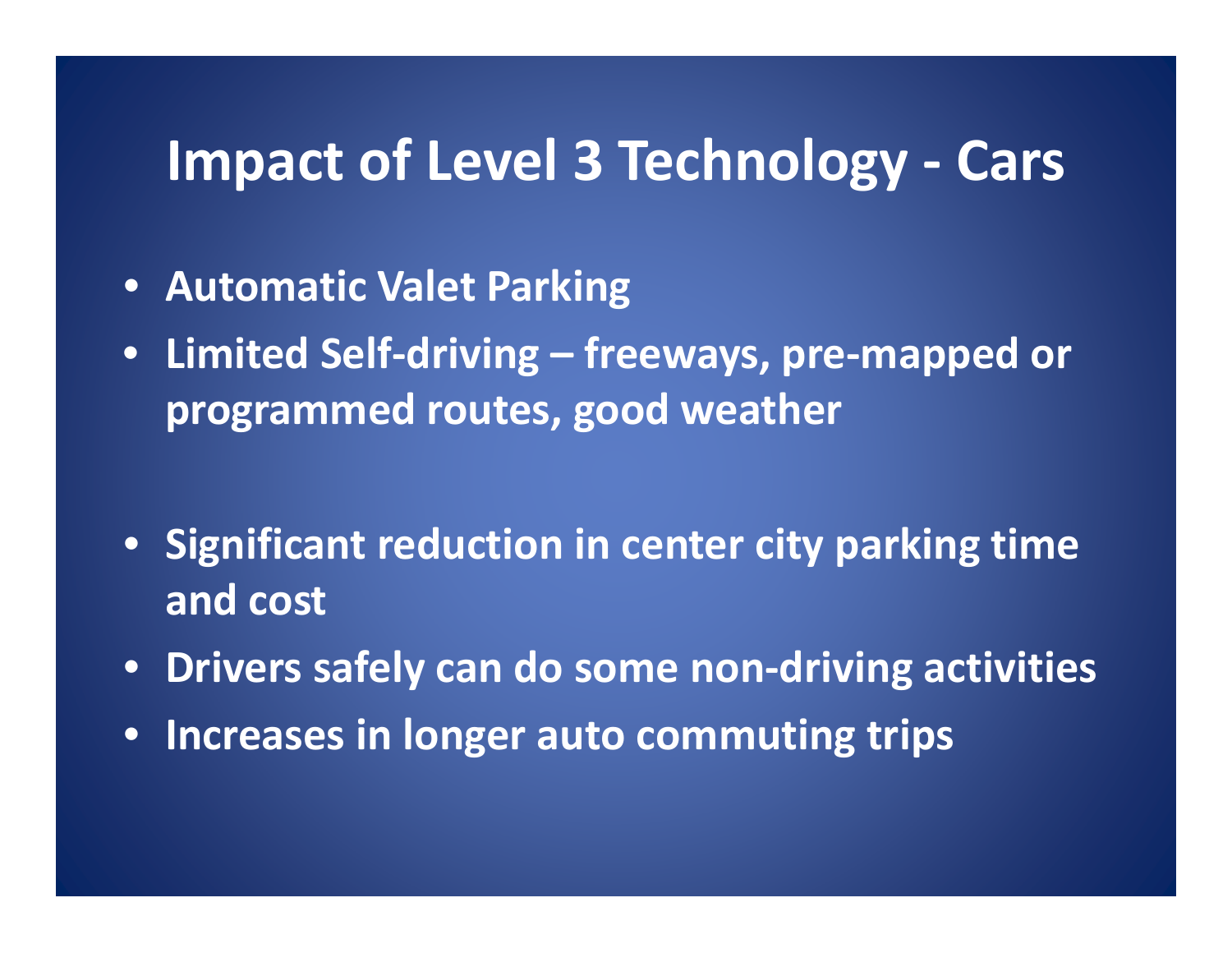# Impact of Level 3 Technology - Cars

- **Automatic Valet Parking**
- **Limited Self-driving – freeways, pre-mapped or programmed routes, good weather**

- **Significant reduction in center city parking time and cost**
- **Drivers safely can do some non-driving activities**
- **Increases in longer auto commuting trips**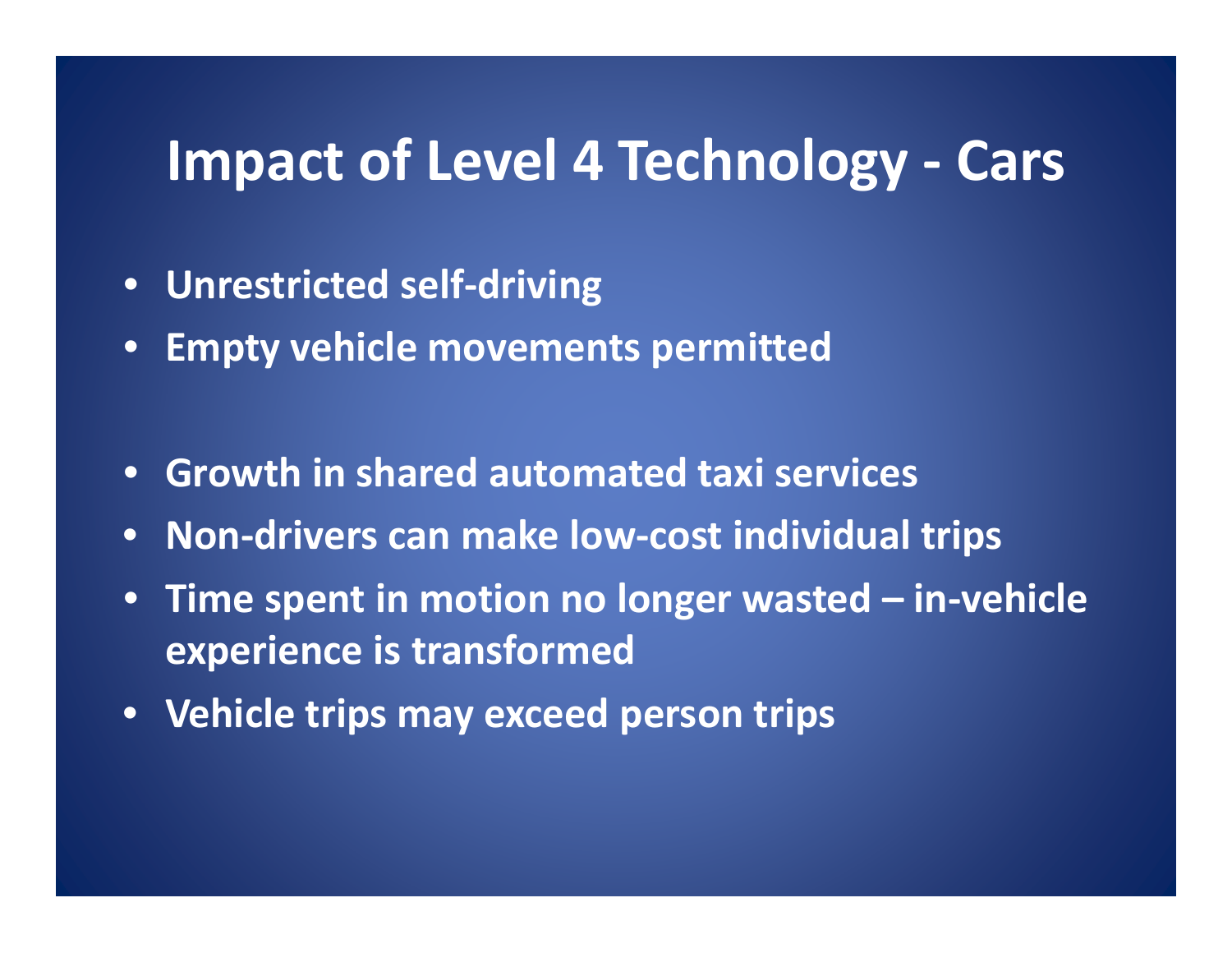# Impact of Level 4 Technology - Cars

- **Unrestricted self-driving**
- **Empty vehicle movements permitted**

- **Growth in shared automated taxi services**
- **Non-drivers can make low-cost individual trips**
- **Time spent in motion no longer wasted – in-vehicle experience is transformed**
- **Vehicle trips may exceed person trips**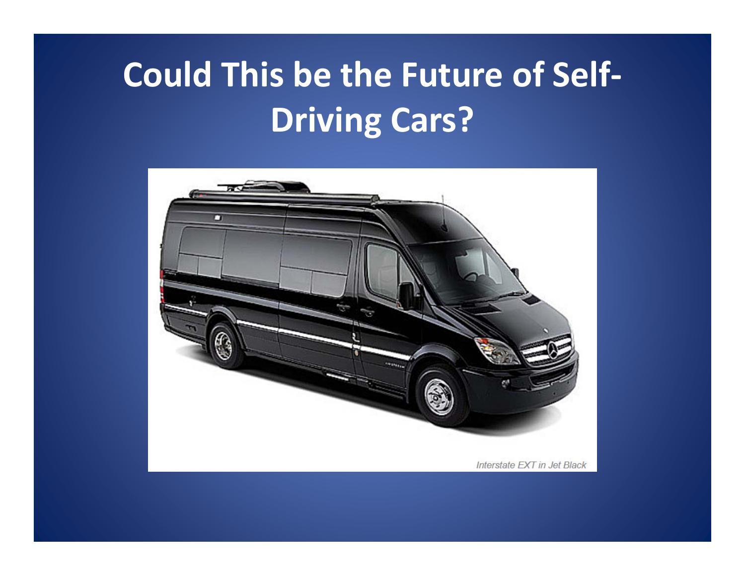# Could This be the Future of Self-Driving Cars?

Interstate EXT in Jet Black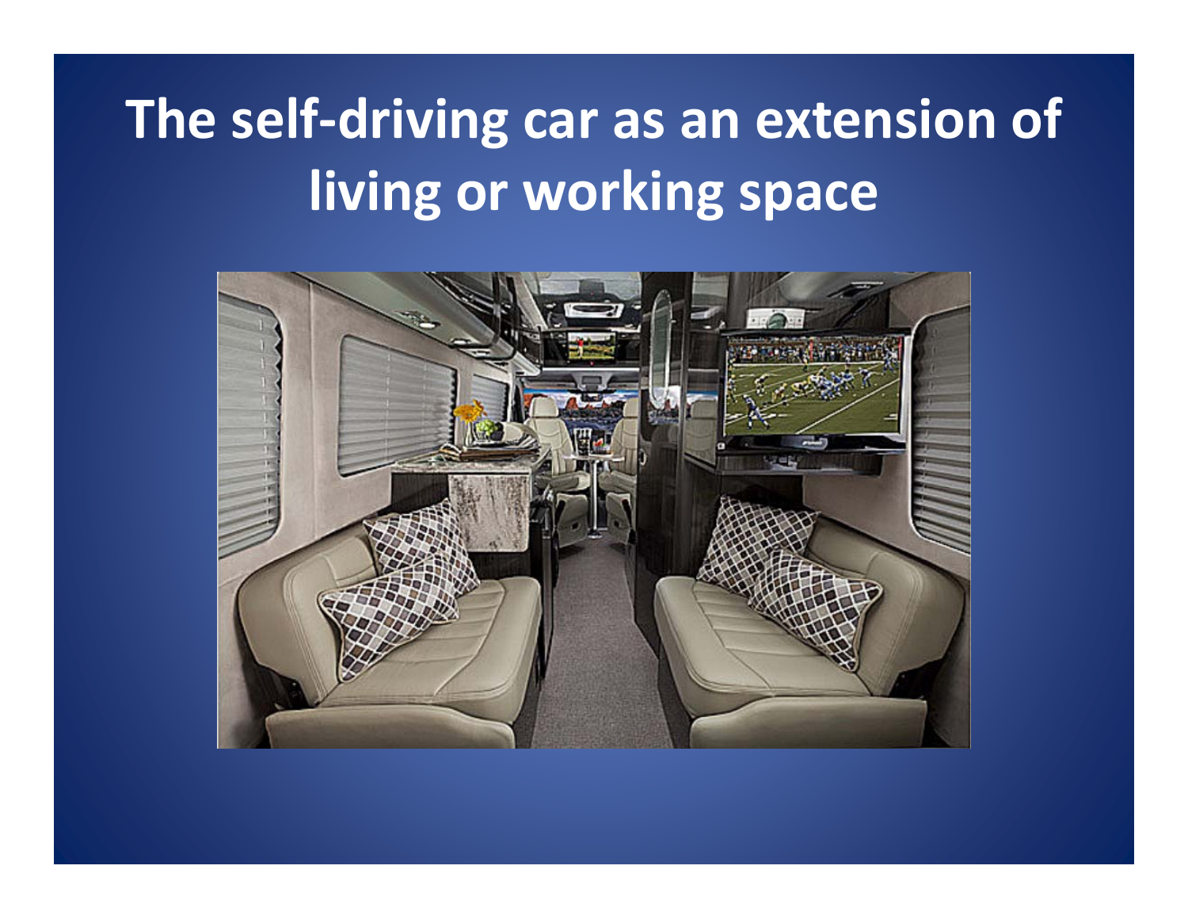# The self-driving car as an extension of living or working space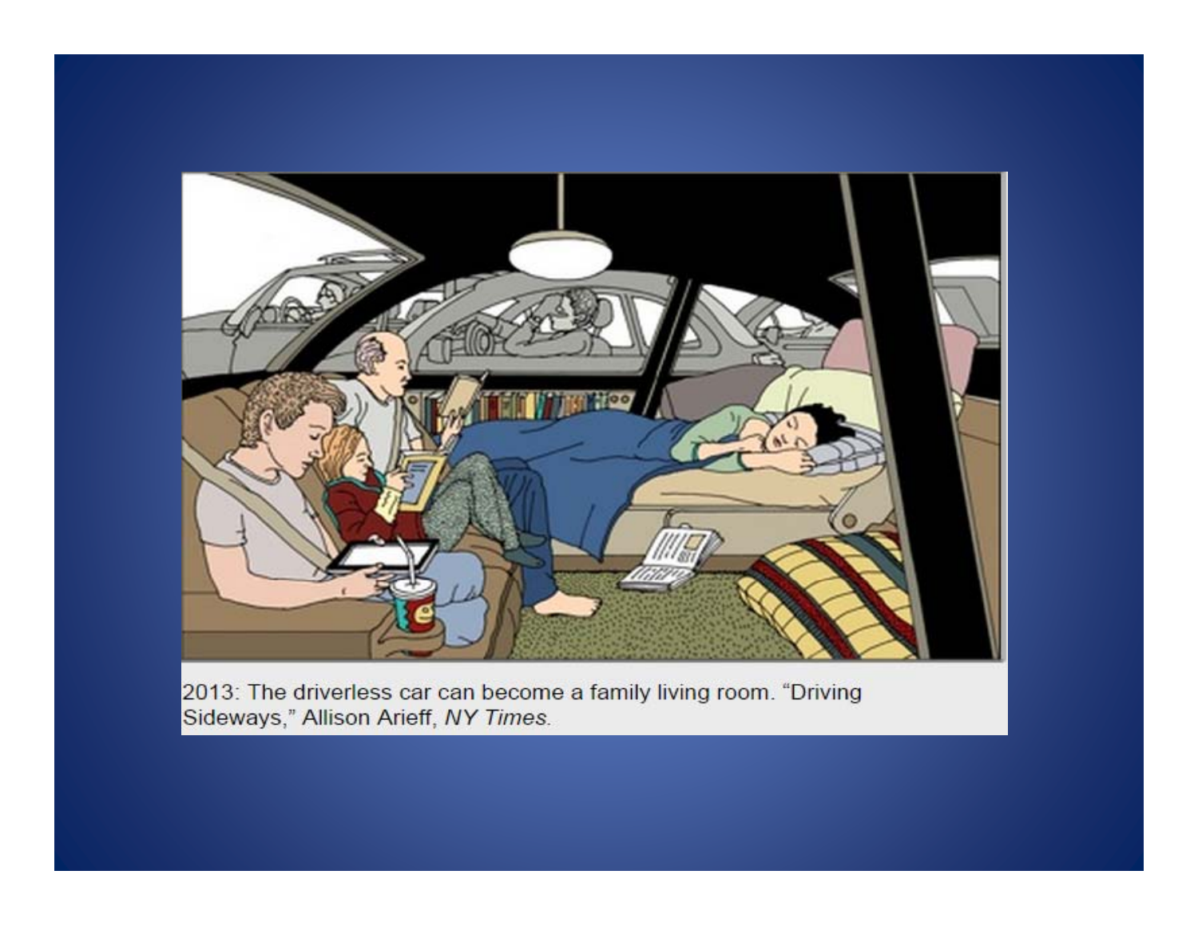2013: The driverless car can become a family living room. "Driving Sideways," Allison Arieff, *NY Times.*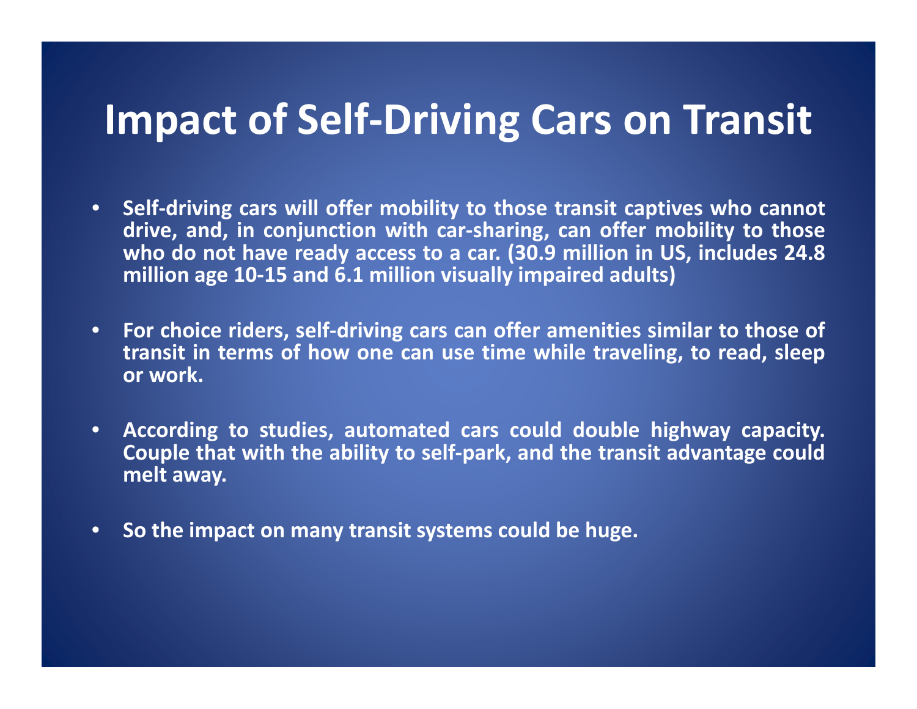# Impact of Self-Driving Cars on Transit

- **Self-driving cars will offer mobility to those transit captives who cannot drive, and, in conjunction with car-sharing, can offer mobility to those who do not have ready access to a car. (30.9 million in US, includes 24.8 million age 10-15 and 6.1 million visually impaired adults)**

- **For choice riders, self-driving cars can offer amenities similar to those of transit in terms of how one can use time while traveling, to read, sleep or work.**

- **According to studies, automated cars could double highway capacity. Couple that with the ability to self-park, and the transit advantage could melt away.**

- **So the impact on many transit systems could be huge.**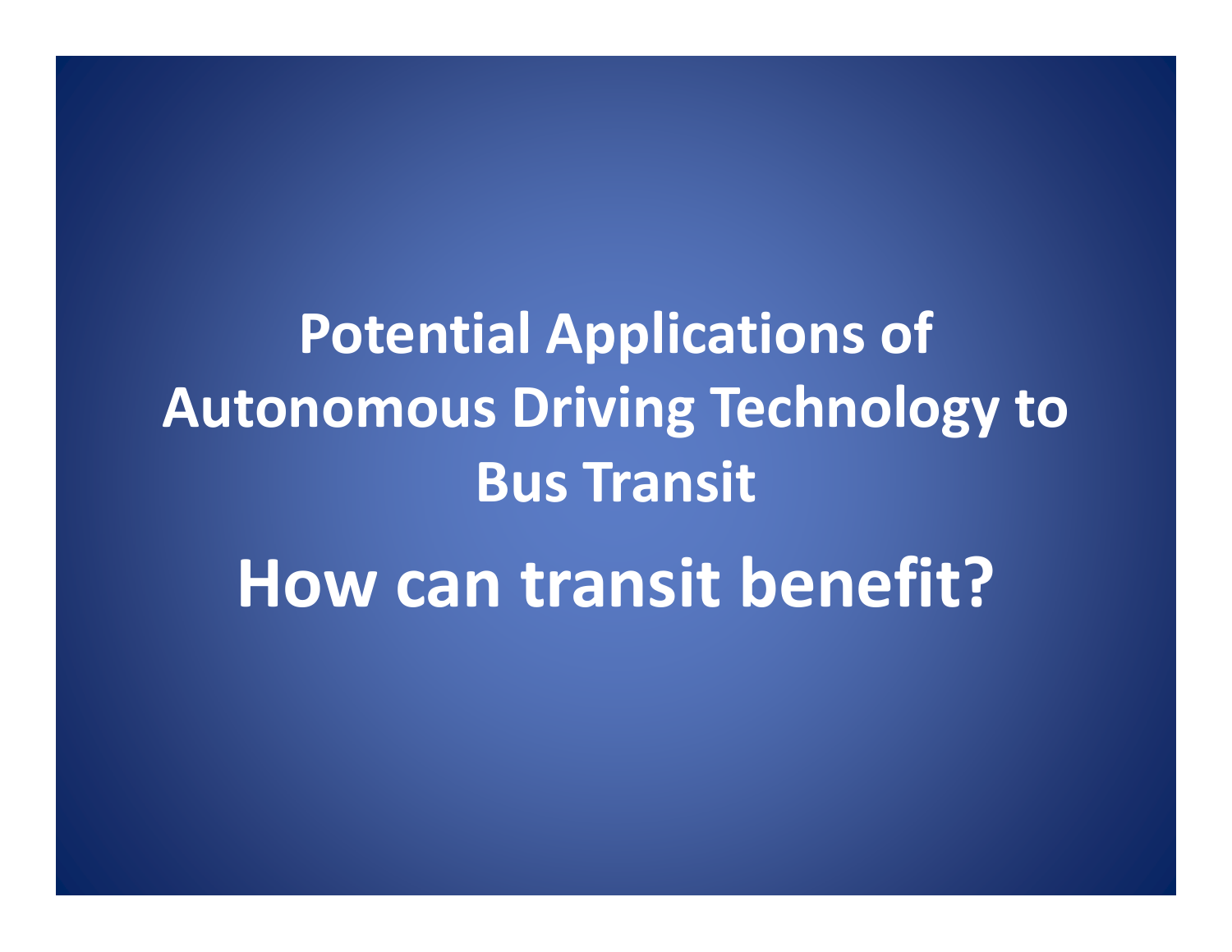# Potential Applications of Autonomous Driving Technology to Bus Transit

# How can transit benefit?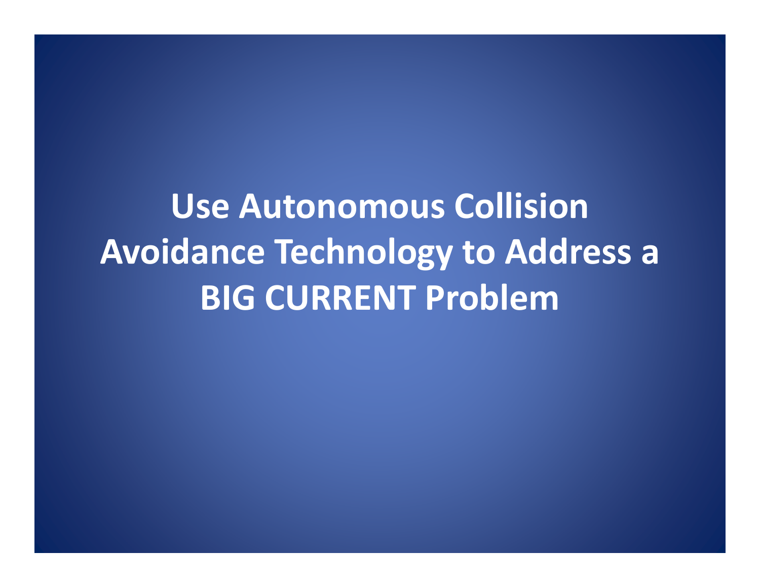# Use Autonomous Collision Avoidance Technology to Address a BIG CURRENT Problem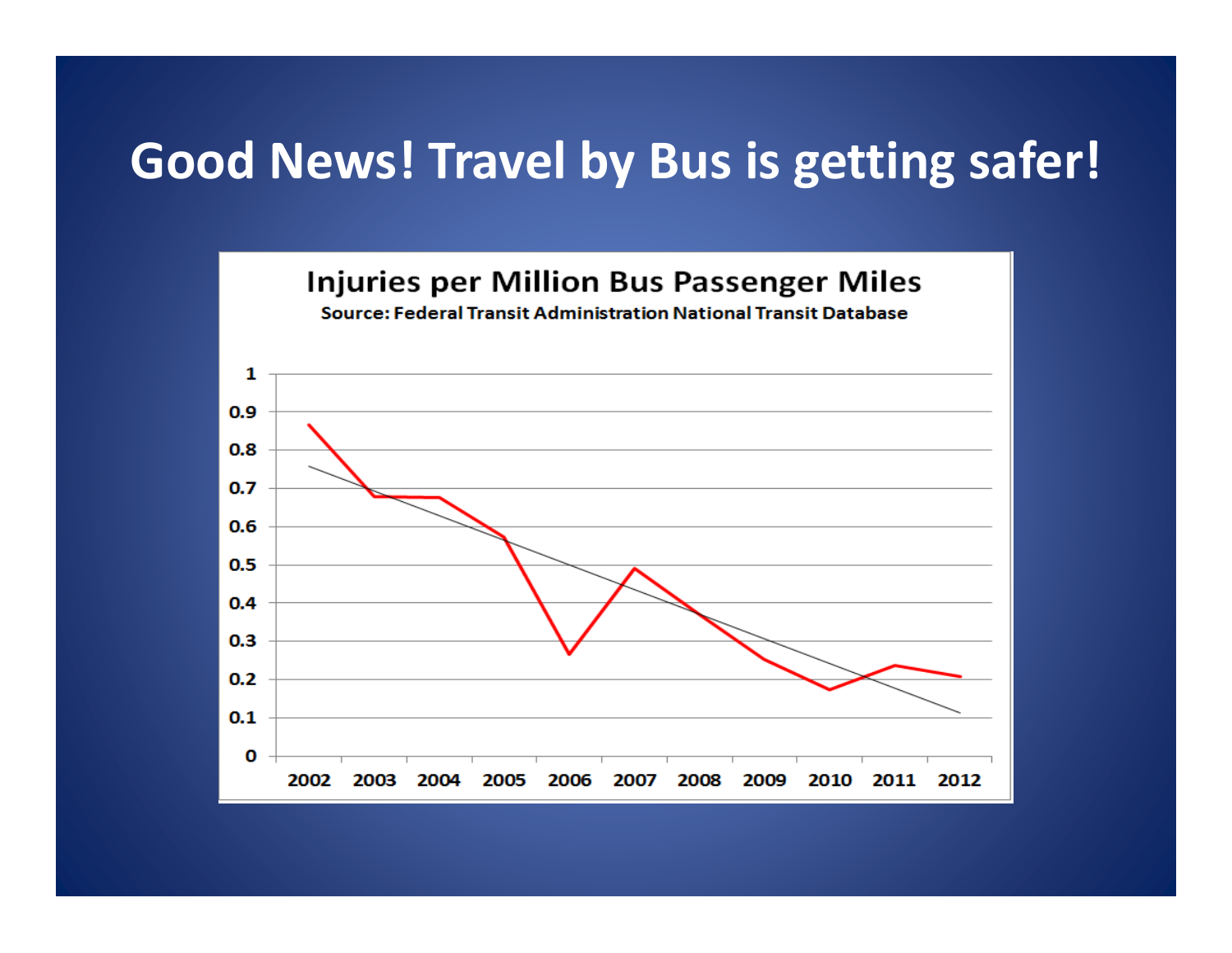# Good News! Travel by Bus is getting safer!

**Injuries per Million Bus Passenger Miles**

Source: Federal Transit Administration National Transit Database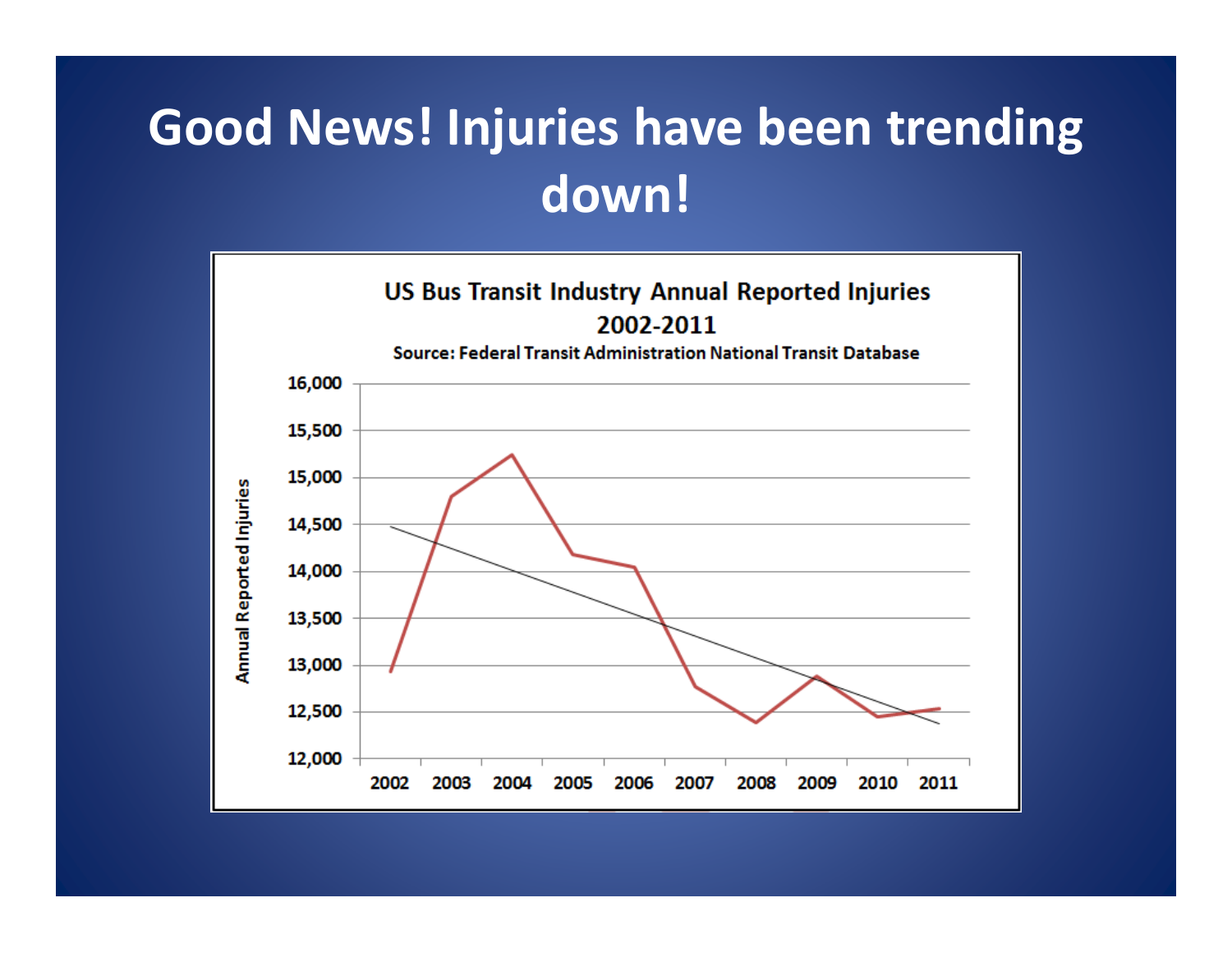# Good News! Injuries have been trending down!

US Bus Transit Industry Annual Reported Injuries 2002-2011

Source: Federal Transit Administration National Transit Database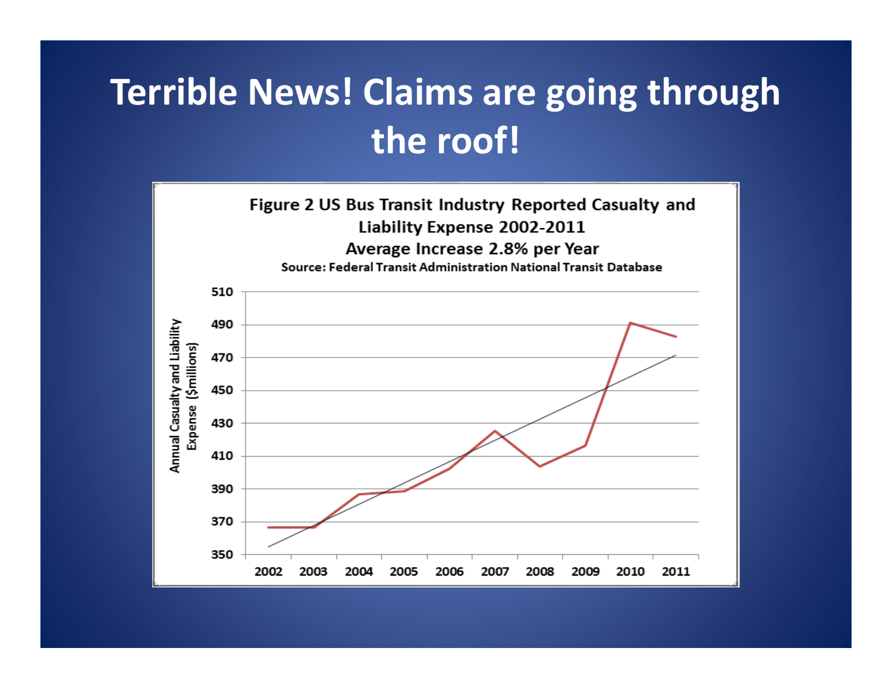# Terrible News! Claims are going through the roof!

**Figure 2 US Bus Transit Industry Reported Casualty and Liability Expense 2002-2011**

**Average Increase 2.8% per Year**

**Source: Federal Transit Administration National Transit Database**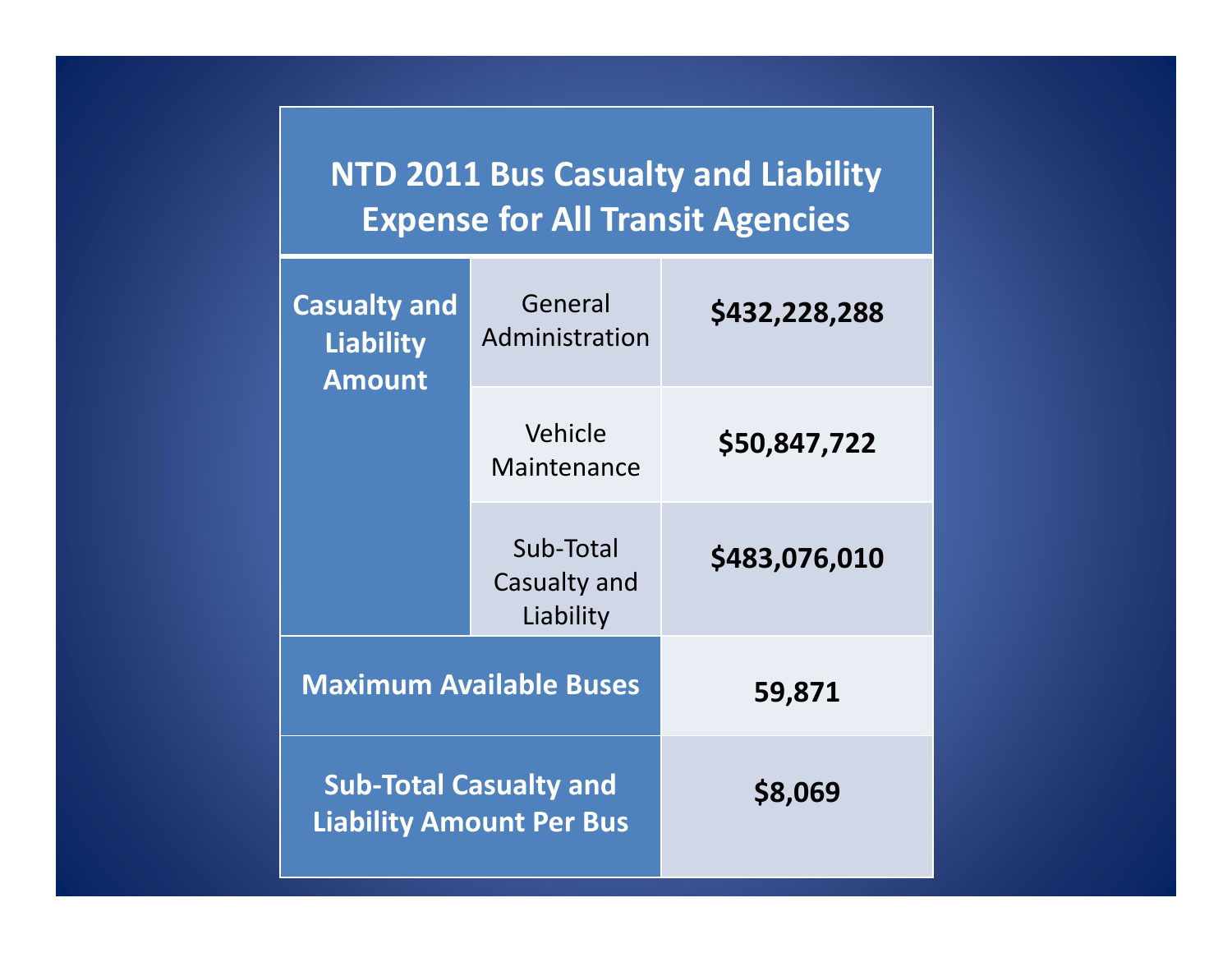## NTD 2011 Bus Casualty and Liability Expense for All Transit Agencies

| | | |
|---|---|---|
| **Casualty and Liability Amount** | General Administration | **$432,228,288** |
| | Vehicle Maintenance | **$50,847,722** |
| | Sub-Total Casualty and Liability | **$483,076,010** |
| **Maximum Available Buses** | | **59,871** |
| **Sub-Total Casualty and Liability Amount Per Bus** | | **$8,069** |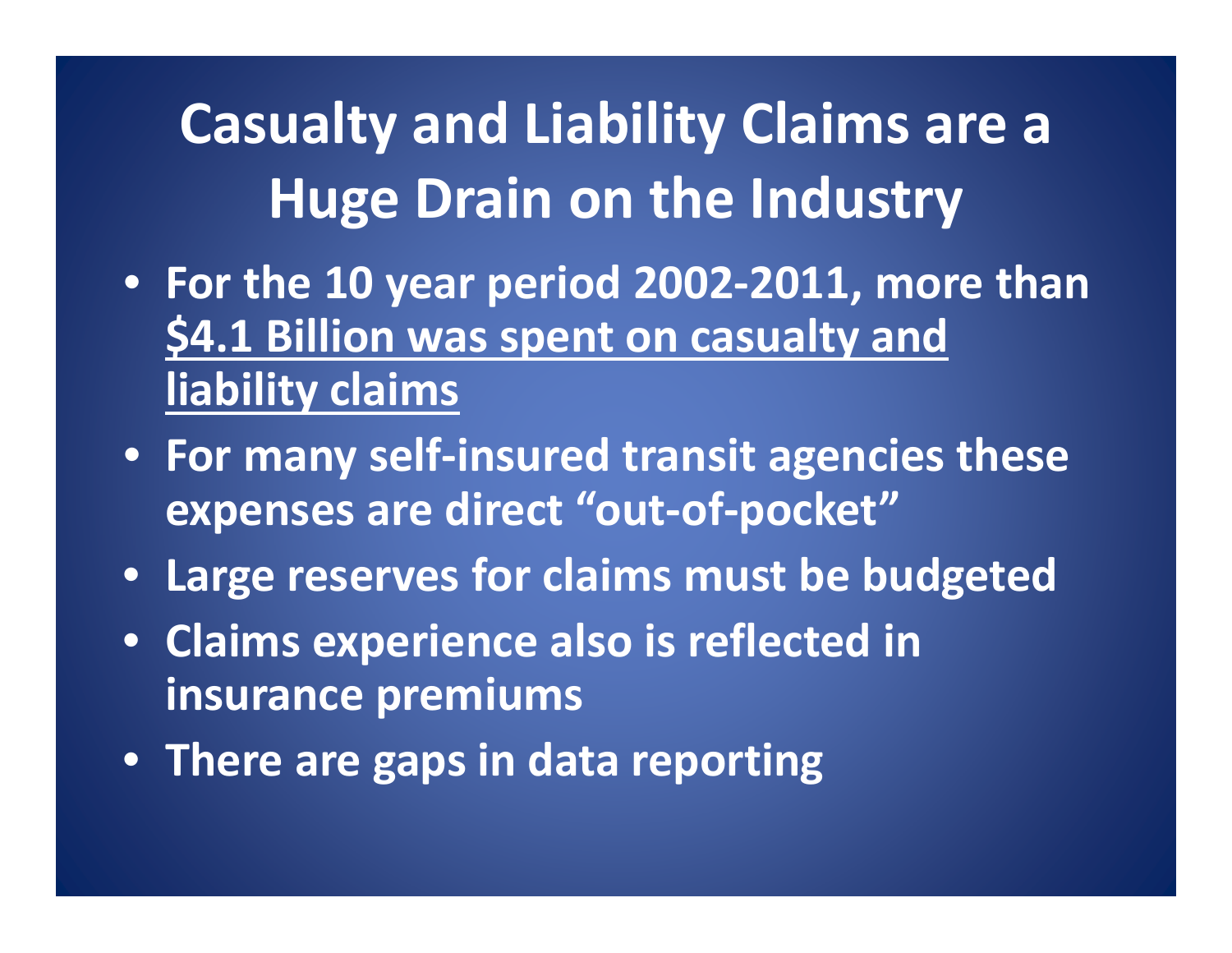# Casualty and Liability Claims are a Huge Drain on the Industry

- For the 10 year period 2002-2011, more than <u>$4.1 Billion was spent on casualty and liability claims</u>
- For many self-insured transit agencies these expenses are direct “out-of-pocket”
- Large reserves for claims must be budgeted
- Claims experience also is reflected in insurance premiums
- There are gaps in data reporting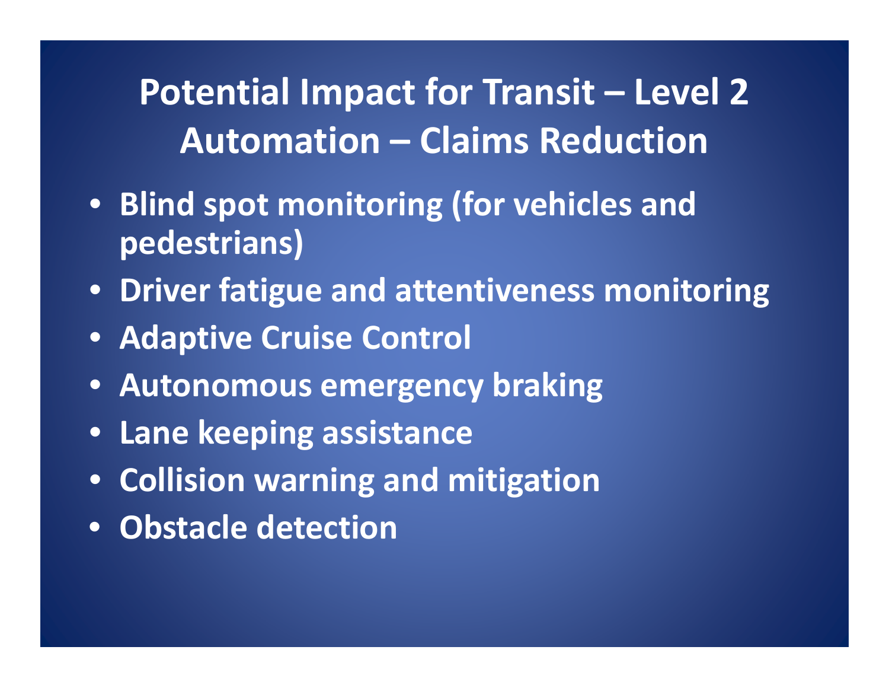# Potential Impact for Transit – Level 2 Automation – Claims Reduction

- Blind spot monitoring (for vehicles and pedestrians)
- Driver fatigue and attentiveness monitoring
- Adaptive Cruise Control
- Autonomous emergency braking
- Lane keeping assistance
- Collision warning and mitigation
- Obstacle detection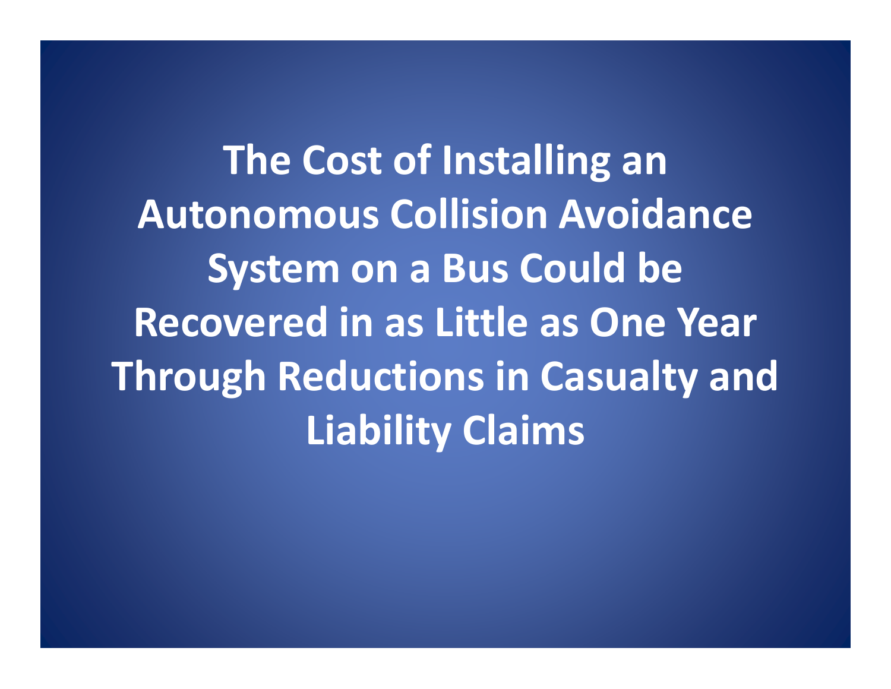# The Cost of Installing an Autonomous Collision Avoidance System on a Bus Could be Recovered in as Little as One Year Through Reductions in Casualty and Liability Claims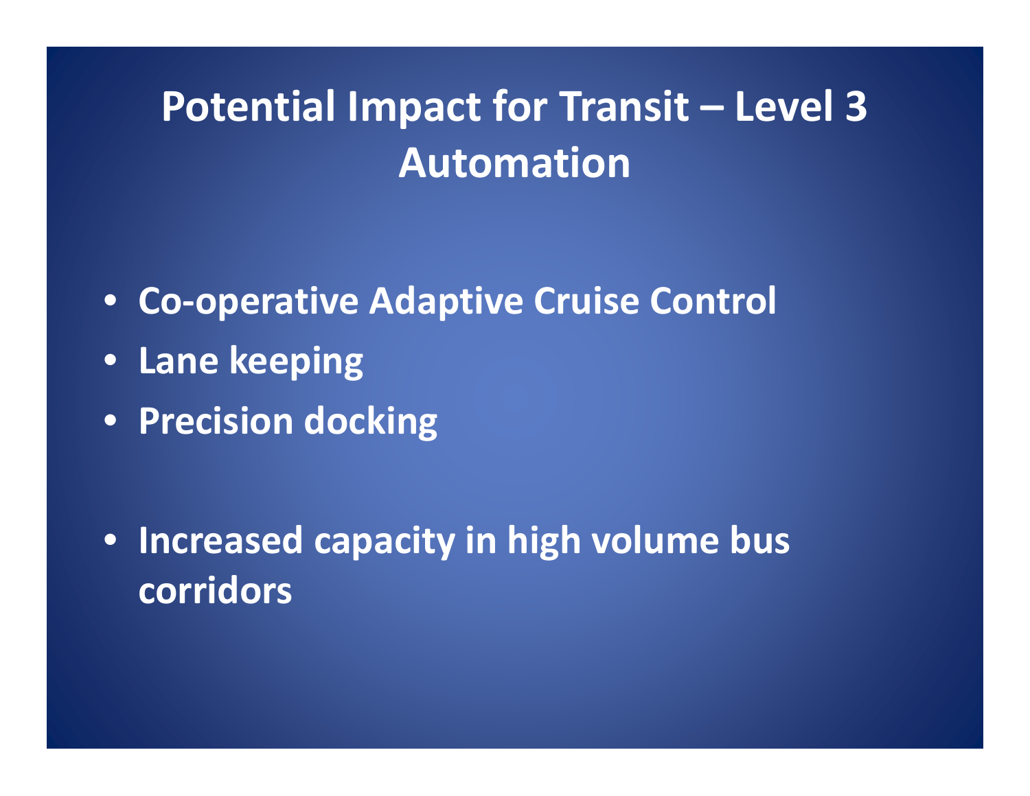# Potential Impact for Transit – Level 3 Automation

- **Co-operative Adaptive Cruise Control**
- **Lane keeping**
- **Precision docking**

- **Increased capacity in high volume bus corridors**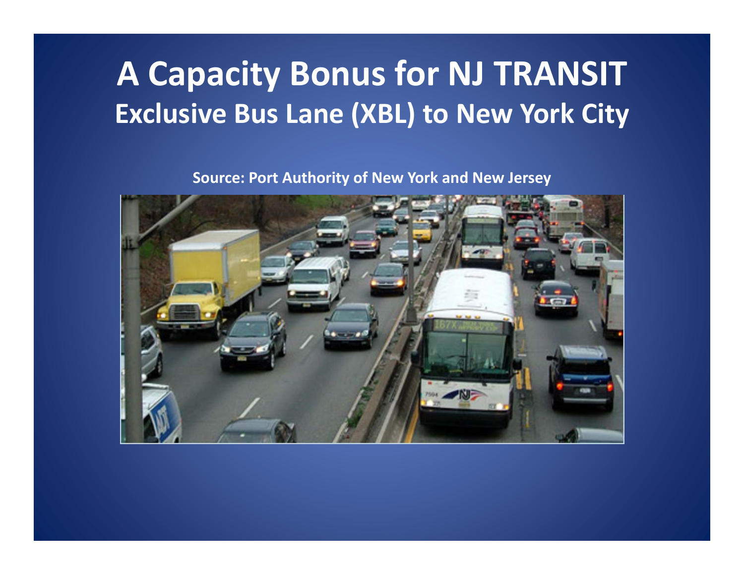# A Capacity Bonus for NJ TRANSIT

## Exclusive Bus Lane (XBL) to New York City

**Source: Port Authority of New York and New Jersey**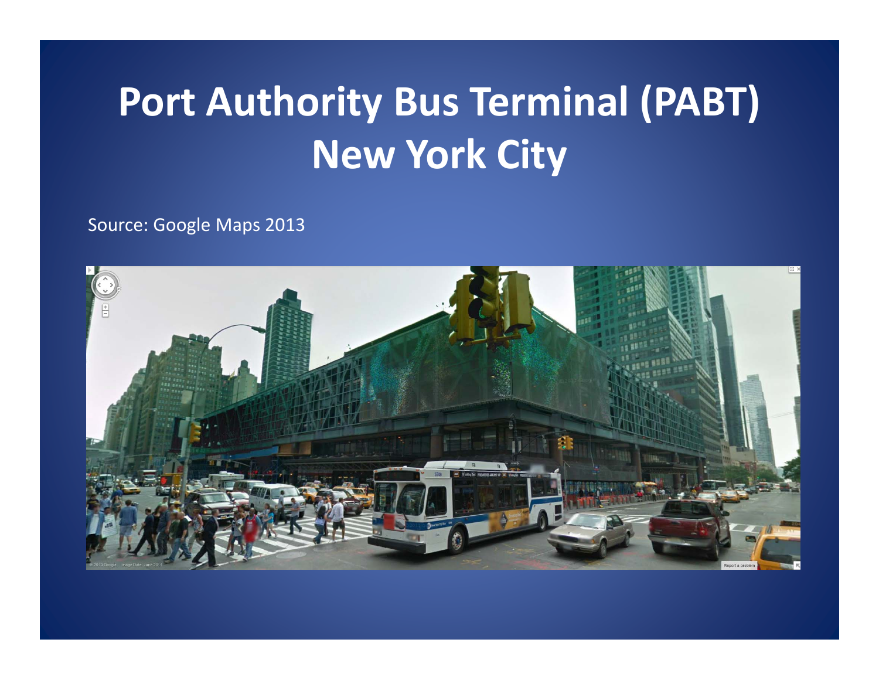# Port Authority Bus Terminal (PABT) New York City

Source: Google Maps 2013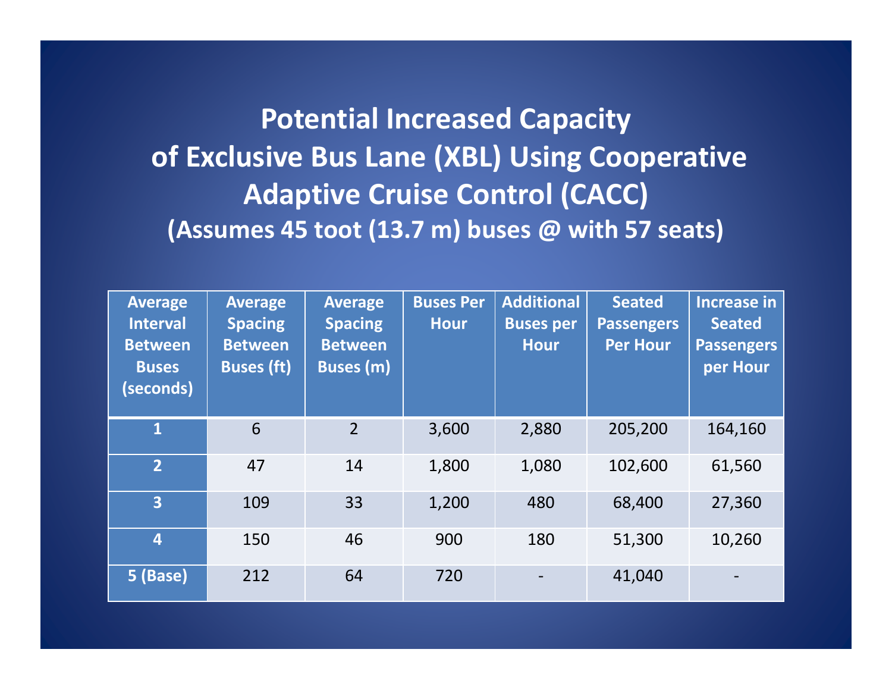# Potential Increased Capacity of Exclusive Bus Lane (XBL) Using Cooperative Adaptive Cruise Control (CACC)

## (Assumes 45 toot (13.7 m) buses @ with 57 seats)

| Average Interval Between Buses (seconds) | Average Spacing Between Buses (ft) | Average Spacing Between Buses (m) | Buses Per Hour | Additional Buses per Hour | Seated Passengers Per Hour | Increase in Seated Passengers per Hour |
|---|---|---|---|---|---|---|
| 1 | 6 | 2 | 3,600 | 2,880 | 205,200 | 164,160 |
| 2 | 47 | 14 | 1,800 | 1,080 | 102,600 | 61,560 |
| 3 | 109 | 33 | 1,200 | 480 | 68,400 | 27,360 |
| 4 | 150 | 46 | 900 | 180 | 51,300 | 10,260 |
| 5 (Base) | 212 | 64 | 720 | - | 41,040 | - |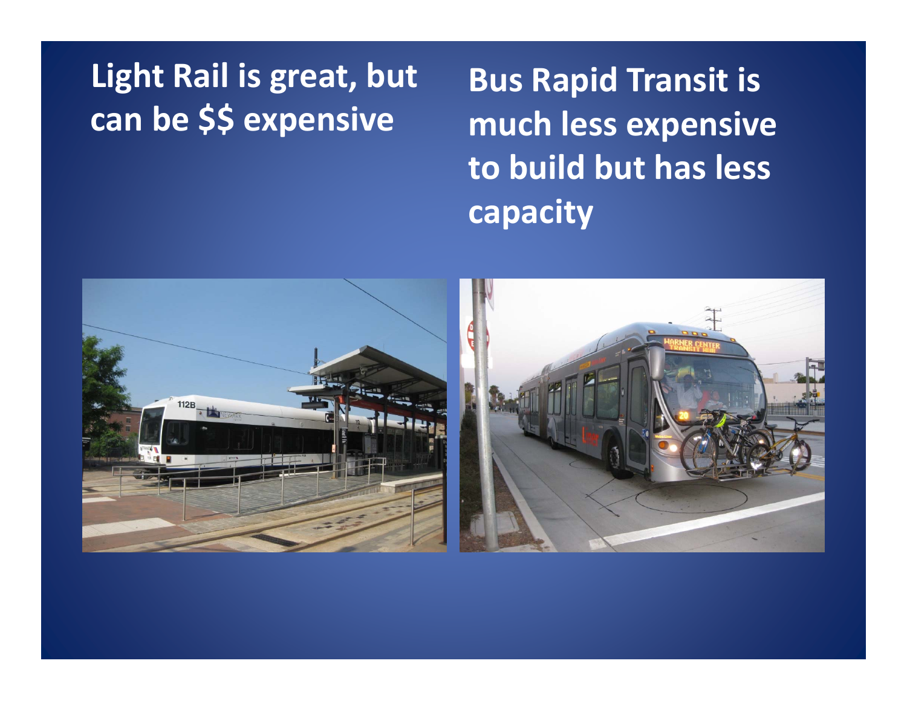**Light Rail is great, but can be $$ expensive**

**Bus Rapid Transit is much less expensive to build but has less capacity**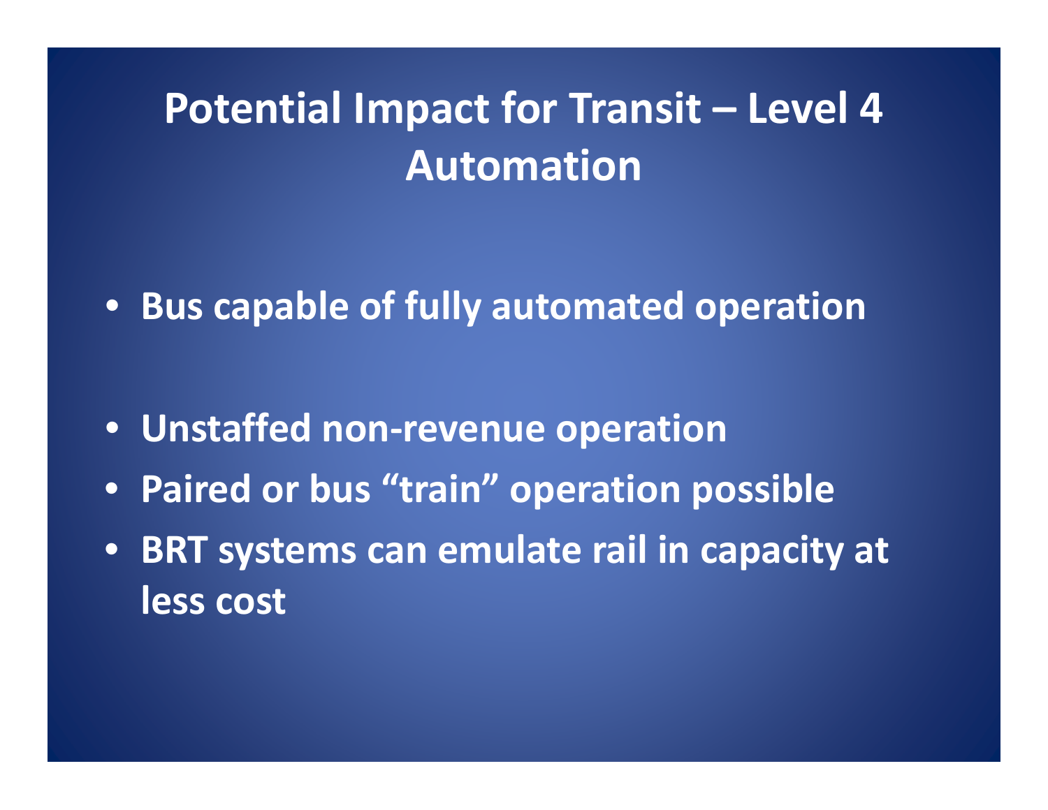# Potential Impact for Transit – Level 4 Automation

- Bus capable of fully automated operation
- Unstaffed non-revenue operation
- Paired or bus “train” operation possible
- BRT systems can emulate rail in capacity at less cost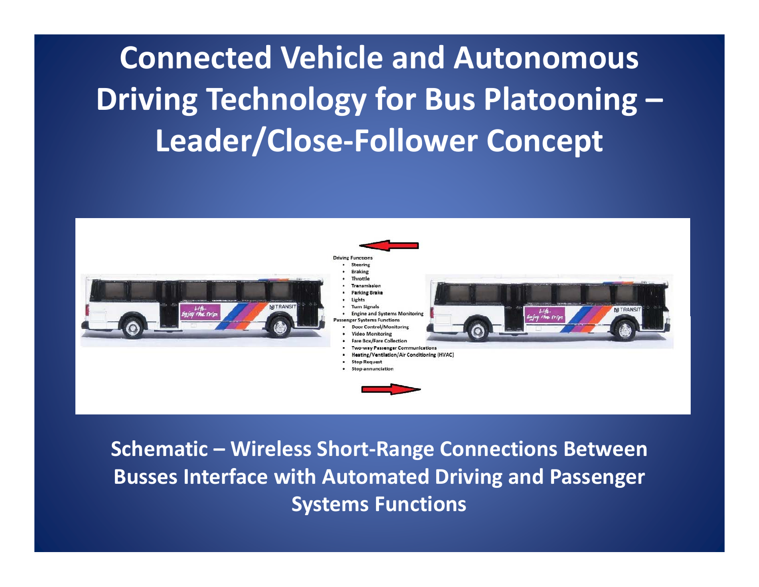# Connected Vehicle and Autonomous Driving Technology for Bus Platooning – Leader/Close-Follower Concept

Driving Functions
- Steering
- Braking
- Throttle
- Transmission
- Parking Brake
- Lights
- Turn Signals
- Engine and Systems Monitoring

Passenger Systems Functions
- Door Control/Monitoring
- Video Monitoring
- Fare Box/Fare Collection
- Two-way Passenger Communications
- Heating/Ventilation/Air Conditioning (HVAC)
- Stop Request
- Stop annunciation

**Schematic – Wireless Short-Range Connections Between Busses Interface with Automated Driving and Passenger Systems Functions**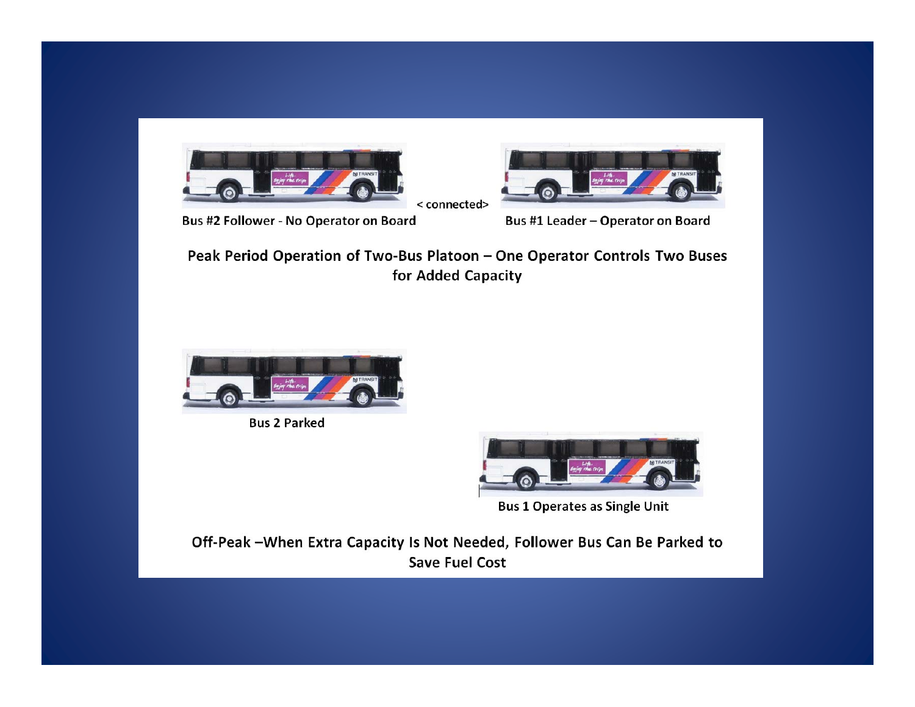< connected>

Bus #2 Follower - No Operator on Board

Bus #1 Leader – Operator on Board

**Peak Period Operation of Two-Bus Platoon – One Operator Controls Two Buses for Added Capacity**

Bus 2 Parked

Bus 1 Operates as Single Unit

**Off-Peak –When Extra Capacity Is Not Needed, Follower Bus Can Be Parked to Save Fuel Cost**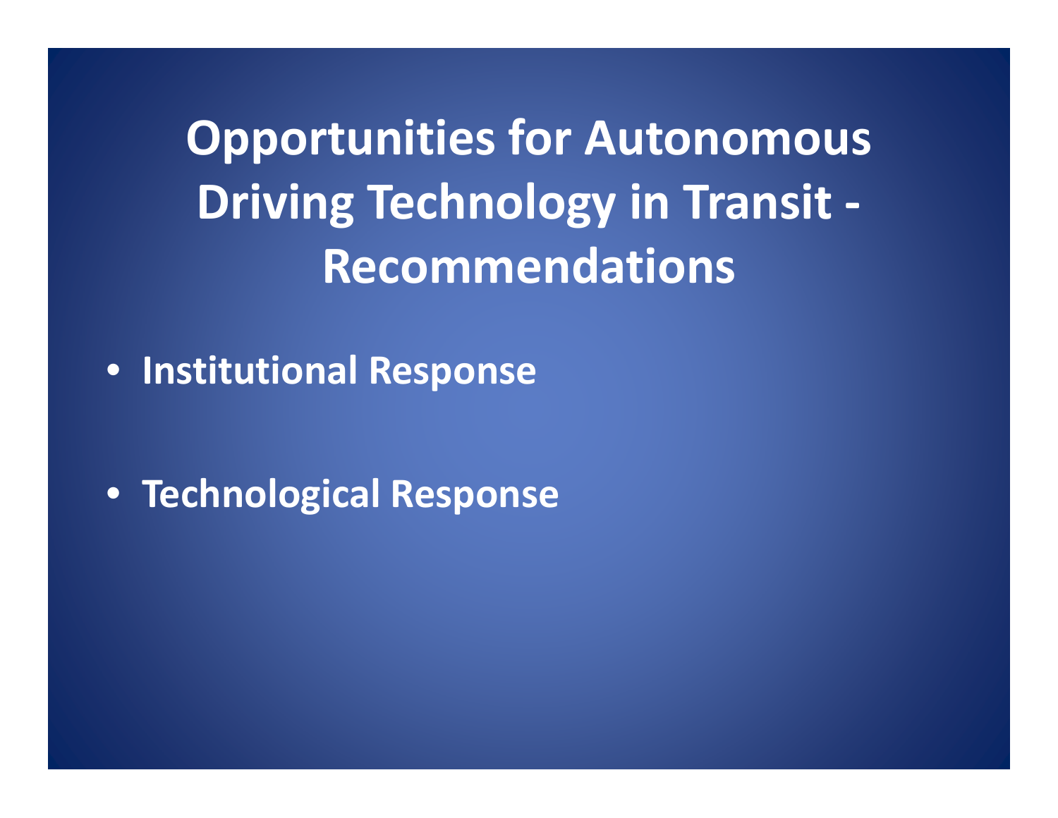# Opportunities for Autonomous Driving Technology in Transit - Recommendations

- **Institutional Response**
- **Technological Response**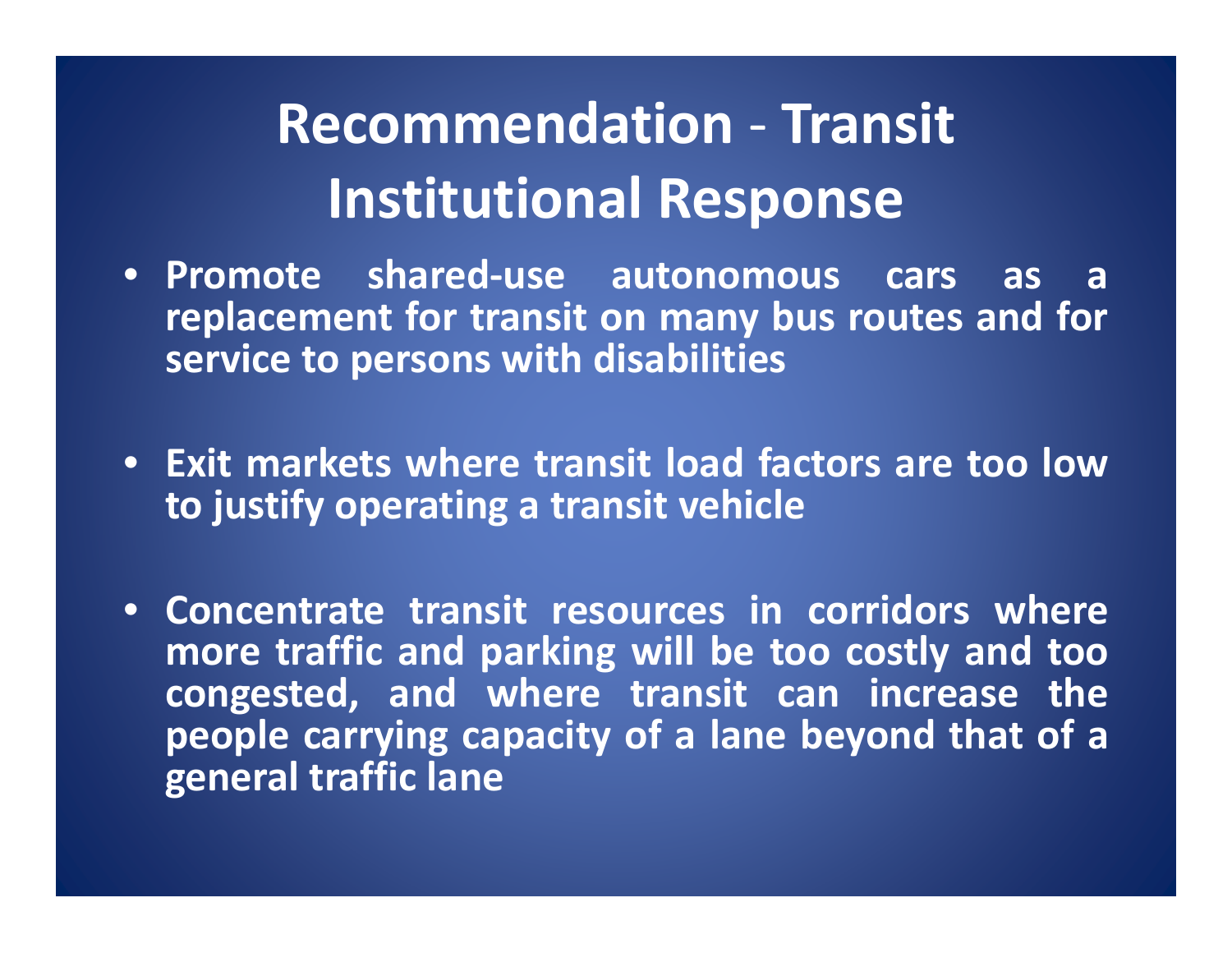# Recommendation - Transit Institutional Response

- **Promote shared-use autonomous cars as a replacement for transit on many bus routes and for service to persons with disabilities**
- **Exit markets where transit load factors are too low to justify operating a transit vehicle**
- **Concentrate transit resources in corridors where more traffic and parking will be too costly and too congested, and where transit can increase the people carrying capacity of a lane beyond that of a general traffic lane**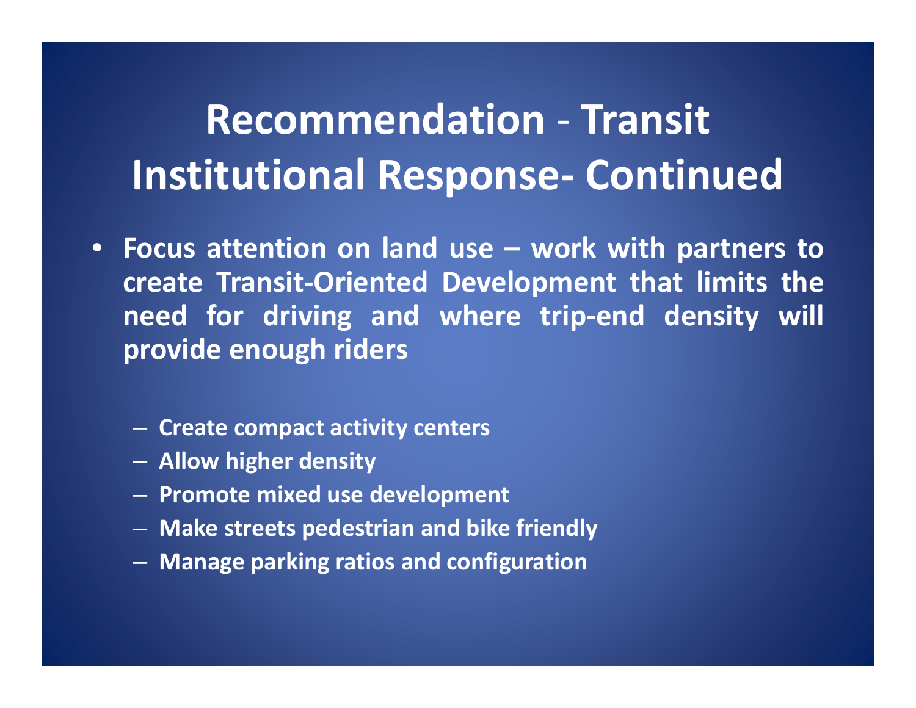# Recommendation - Transit Institutional Response- Continued

- **Focus attention on land use – work with partners to create Transit-Oriented Development that limits the need for driving and where trip-end density will provide enough riders**
  - **Create compact activity centers**
  - **Allow higher density**
  - **Promote mixed use development**
  - **Make streets pedestrian and bike friendly**
  - **Manage parking ratios and configuration**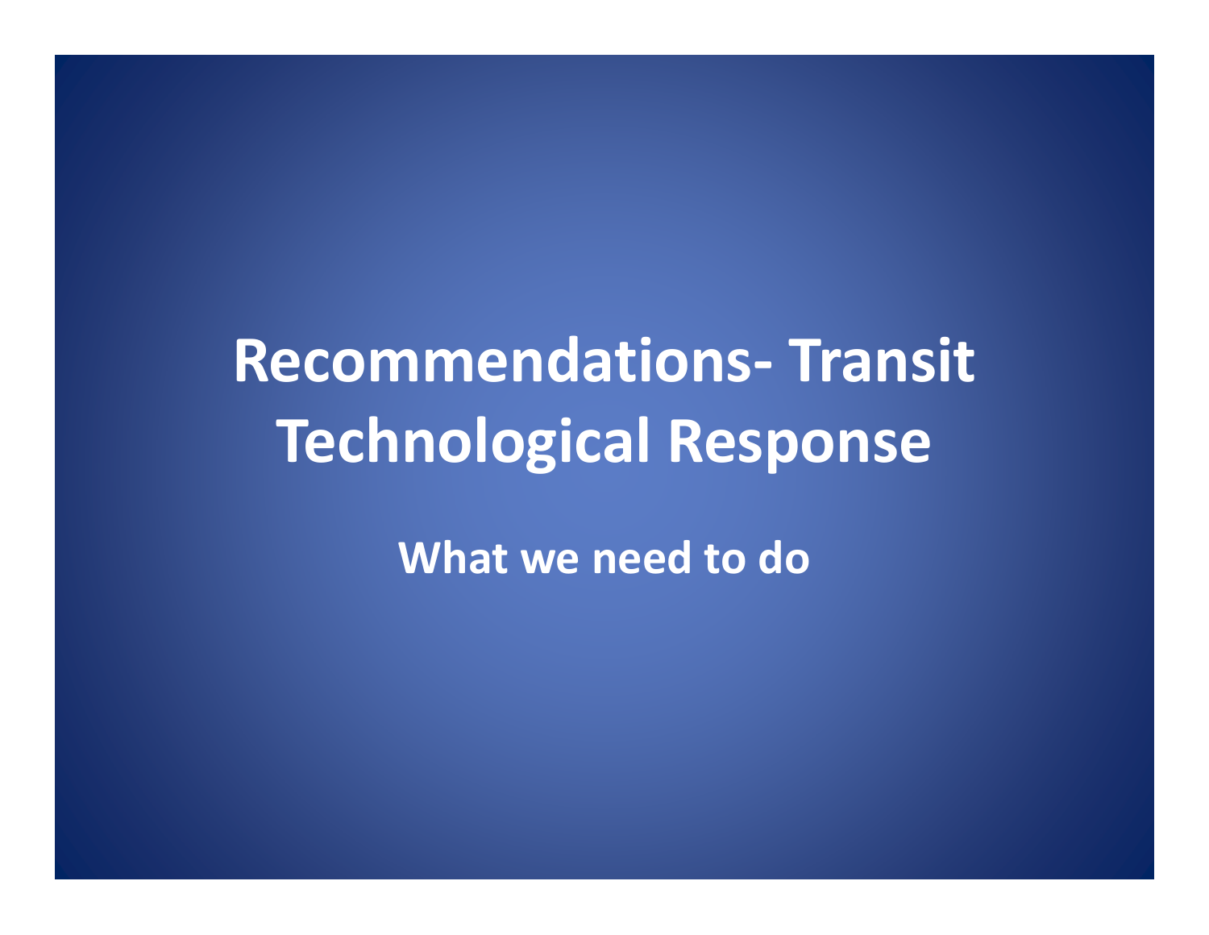# Recommendations- Transit Technological Response

**What we need to do**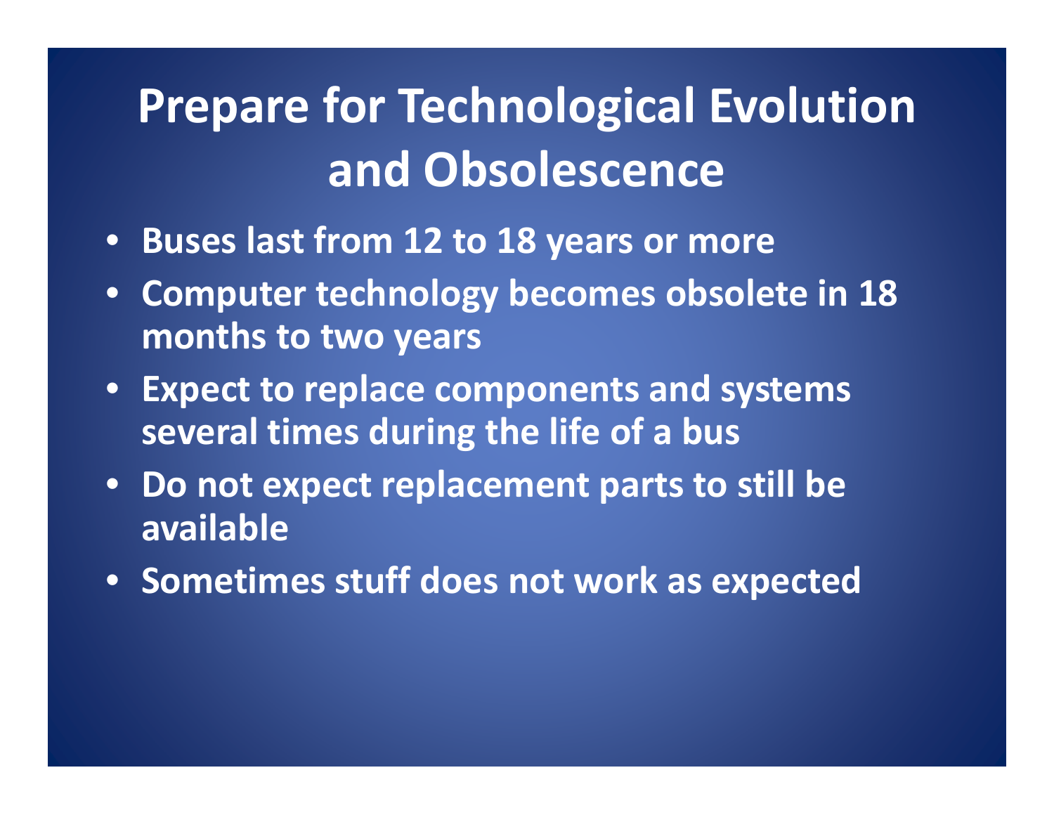# Prepare for Technological Evolution and Obsolescence

- Buses last from 12 to 18 years or more
- Computer technology becomes obsolete in 18 months to two years
- Expect to replace components and systems several times during the life of a bus
- Do not expect replacement parts to still be available
- Sometimes stuff does not work as expected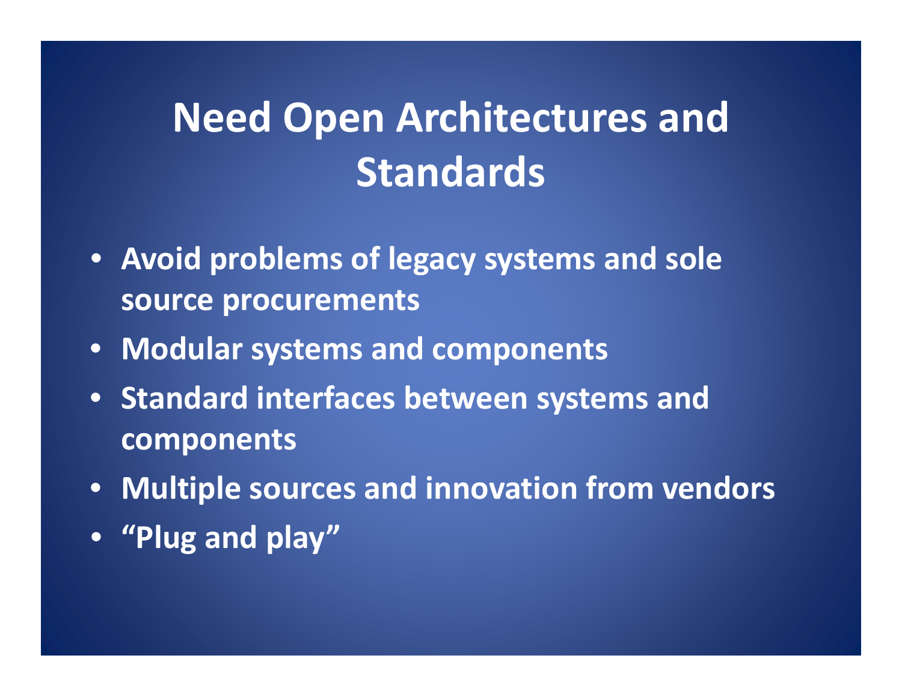# Need Open Architectures and Standards

- **Avoid problems of legacy systems and sole source procurements**
- **Modular systems and components**
- **Standard interfaces between systems and components**
- **Multiple sources and innovation from vendors**
- **"Plug and play"**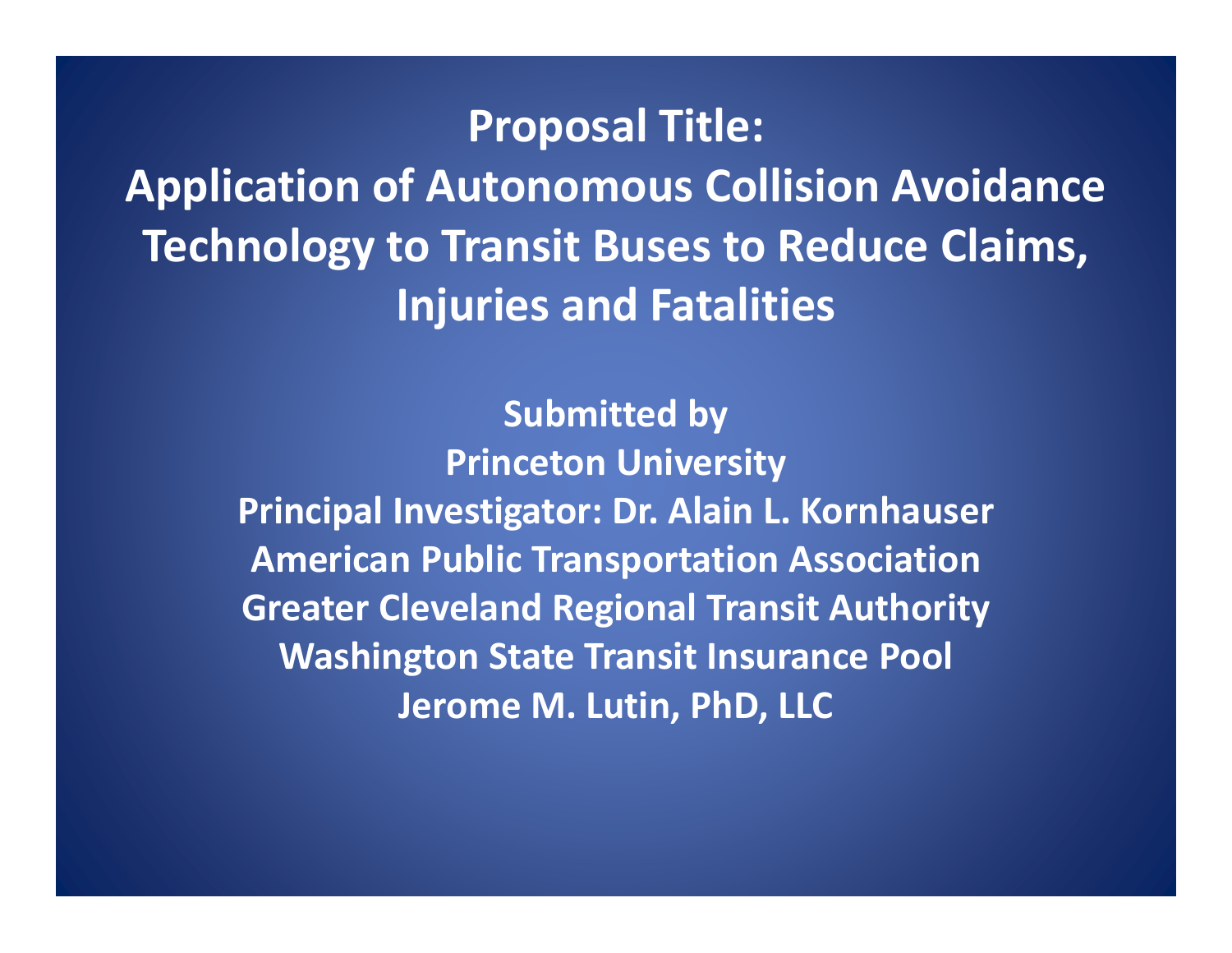# Proposal Title:
# Application of Autonomous Collision Avoidance Technology to Transit Buses to Reduce Claims, Injuries and Fatalities

**Submitted by**

**Princeton University**

**Principal Investigator: Dr. Alain L. Kornhauser**

**American Public Transportation Association**

**Greater Cleveland Regional Transit Authority**

**Washington State Transit Insurance Pool**

**Jerome M. Lutin, PhD, LLC**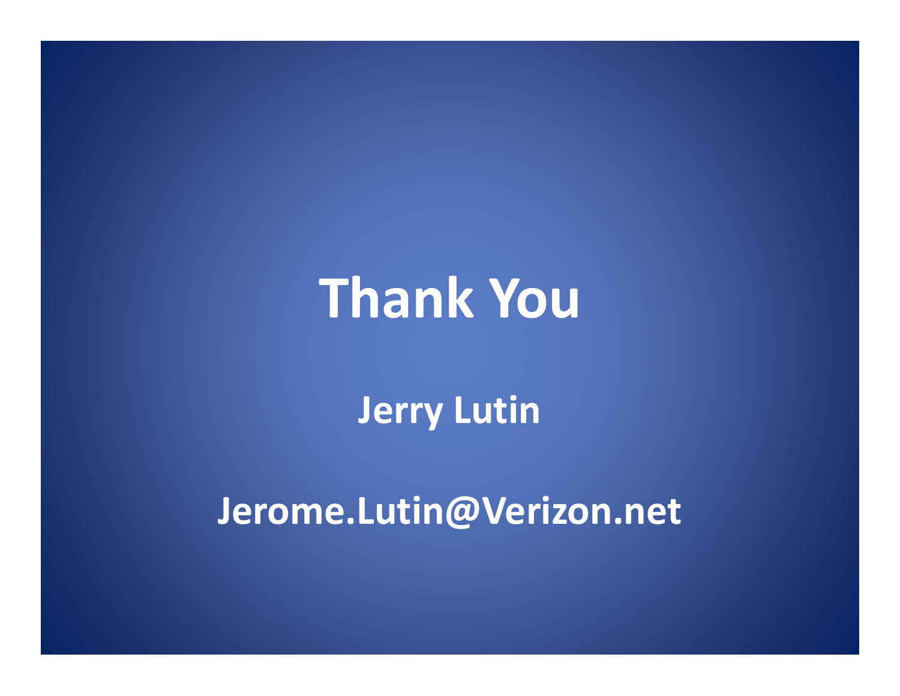# Thank You

**Jerry Lutin**

**Jerome.Lutin@Verizon.net**